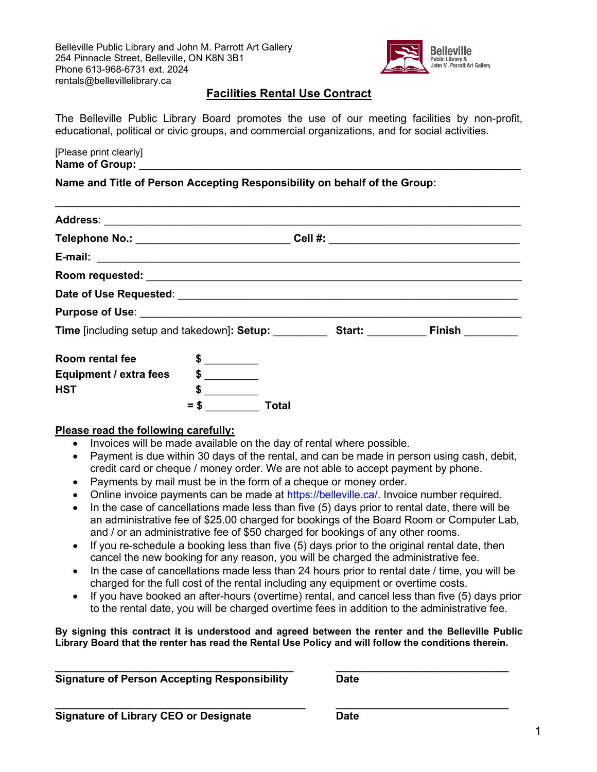Belleville Public Library and John M. Parrott Art Gallery
254 Pinnacle Street, Belleville, ON K8N 3B1
Phone 613-968-6731 ext. 2024
rentals@bellevillelibrary.ca

Belleville
Public Library &
John M. Parrott Art Gallery

# Facilities Rental Use Contract

The Belleville Public Library Board promotes the use of our meeting facilities by non-profit, educational, political or civic groups, and commercial organizations, and for social activities.

[Please print clearly]
**Name of Group:** ___________________________________________________________

**Name and Title of Person Accepting Responsibility on behalf of the Group:**

______________________________________________________________________

**Address**: _______________________________________________________________

**Telephone No.:** _________________________ **Cell #:** ______________________________

**E-mail:** _________________________________________________________________

**Room requested:** __________________________________________________________

**Date of Use Requested**: ____________________________________________________

**Purpose of Use**: __________________________________________________________

**Time** [including setup and takedown]**: Setup:** _________ **Start:** __________ **Finish** _________

| | | |
|---|---|---|
| **Room rental fee** | **$** _________ | |
| **Equipment / extra fees** | **$** _________ | |
| **HST** | **$** _________ | |
| | **= $** _________ | **Total** |

**Please read the following carefully:**

- Invoices will be made available on the day of rental where possible.
- Payment is due within 30 days of the rental, and can be made in person using cash, debit, credit card or cheque / money order. We are not able to accept payment by phone.
- Payments by mail must be in the form of a cheque or money order.
- Online invoice payments can be made at https://belleville.ca/. Invoice number required.
- In the case of cancellations made less than five (5) days prior to rental date, there will be an administrative fee of $25.00 charged for bookings of the Board Room or Computer Lab, and / or an administrative fee of $50 charged for bookings of any other rooms.
- If you re-schedule a booking less than five (5) days prior to the original rental date, then cancel the new booking for any reason, you will be charged the administrative fee.
- In the case of cancellations made less than 24 hours prior to rental date / time, you will be charged for the full cost of the rental including any equipment or overtime costs.
- If you have booked an after-hours (overtime) rental, and cancel less than five (5) days prior to the rental date, you will be charged overtime fees in addition to the administrative fee.

**By signing this contract it is understood and agreed between the renter and the Belleville Public Library Board that the renter has read the Rental Use Policy and will follow the conditions therein.**

_____________________________________ _____________________________
**Signature of Person Accepting Responsibility** **Date**

_____________________________________ _____________________________
**Signature of Library CEO or Designate** **Date**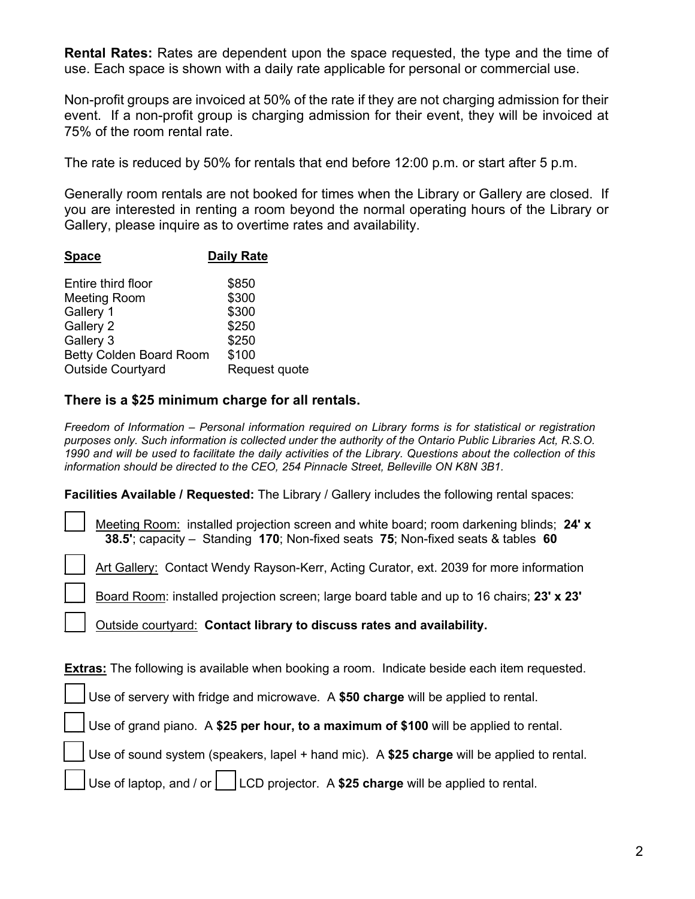**Rental Rates:** Rates are dependent upon the space requested, the type and the time of use. Each space is shown with a daily rate applicable for personal or commercial use.

Non-profit groups are invoiced at 50% of the rate if they are not charging admission for their event. If a non-profit group is charging admission for their event, they will be invoiced at 75% of the room rental rate.

The rate is reduced by 50% for rentals that end before 12:00 p.m. or start after 5 p.m.

Generally room rentals are not booked for times when the Library or Gallery are closed. If you are interested in renting a room beyond the normal operating hours of the Library or Gallery, please inquire as to overtime rates and availability.

| **Space** | **Daily Rate** |
|---|---|
| Entire third floor | $850 |
| Meeting Room | $300 |
| Gallery 1 | $300 |
| Gallery 2 | $250 |
| Gallery 3 | $250 |
| Betty Colden Board Room | $100 |
| Outside Courtyard | Request quote |

**There is a $25 minimum charge for all rentals.**

*Freedom of Information – Personal information required on Library forms is for statistical or registration purposes only. Such information is collected under the authority of the Ontario Public Libraries Act, R.S.O. 1990 and will be used to facilitate the daily activities of the Library. Questions about the collection of this information should be directed to the CEO, 254 Pinnacle Street, Belleville ON K8N 3B1.*

**Facilities Available / Requested:** The Library / Gallery includes the following rental spaces:

- [ ] Meeting Room: installed projection screen and white board; room darkening blinds; **24' x 38.5'**; capacity – Standing **170**; Non-fixed seats **75**; Non-fixed seats & tables **60**
- [ ] Art Gallery: Contact Wendy Rayson-Kerr, Acting Curator, ext. 2039 for more information
- [ ] Board Room: installed projection screen; large board table and up to 16 chairs; **23' x 23'**
- [ ] Outside courtyard: **Contact library to discuss rates and availability.**

**Extras:** The following is available when booking a room. Indicate beside each item requested.

- [ ] Use of servery with fridge and microwave. A **$50 charge** will be applied to rental.
- [ ] Use of grand piano. A **$25 per hour, to a maximum of $100** will be applied to rental.
- [ ] Use of sound system (speakers, lapel + hand mic). A **$25 charge** will be applied to rental.
- [ ] Use of laptop, and / or [ ] LCD projector. A **$25 charge** will be applied to rental.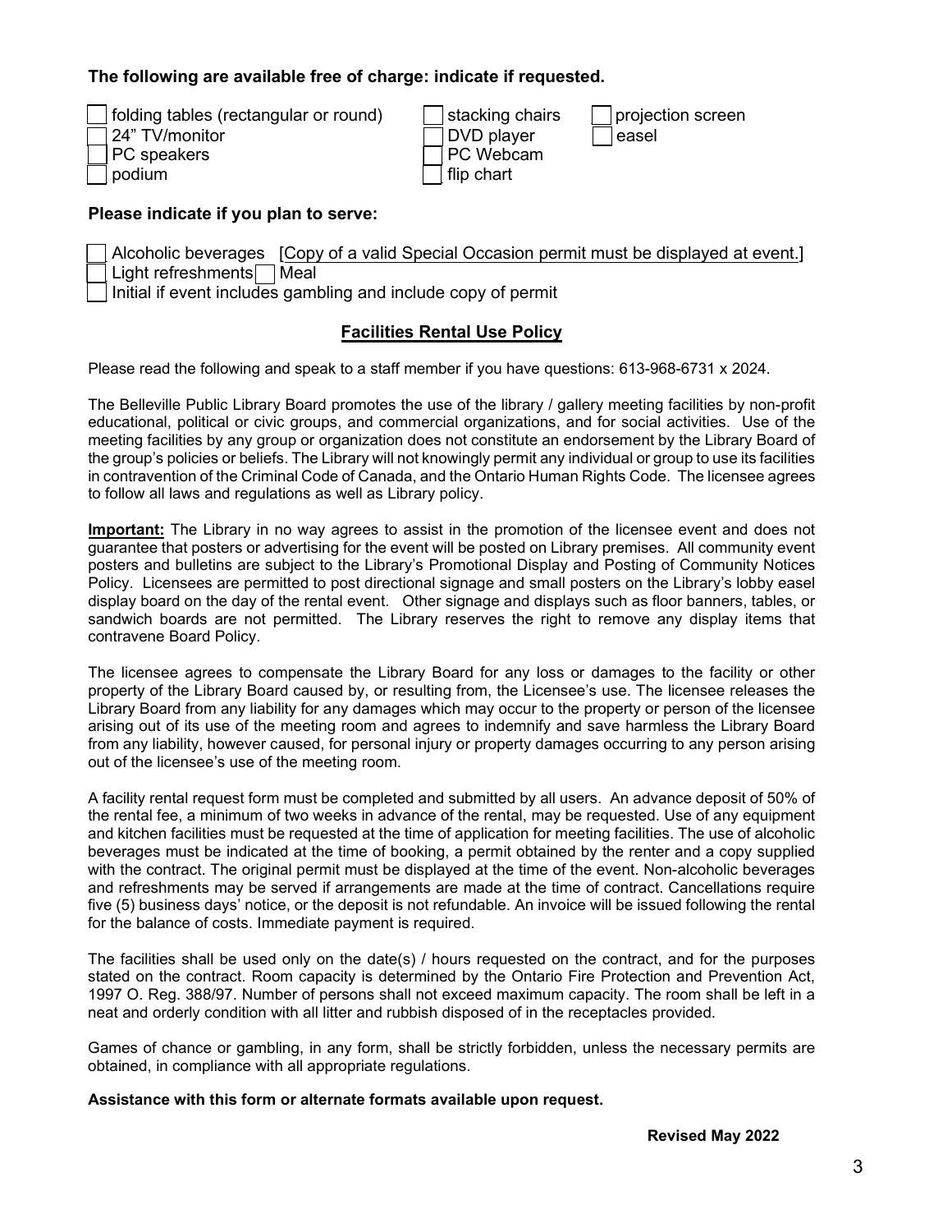**The following are available free of charge: indicate if requested.**

- [ ] folding tables (rectangular or round)
- [ ] stacking chairs
- [ ] projection screen
- [ ] 24" TV/monitor
- [ ] DVD player
- [ ] easel
- [ ] PC speakers
- [ ] PC Webcam
- [ ] podium
- [ ] flip chart

**Please indicate if you plan to serve:**

- [ ] Alcoholic beverages [Copy of a valid Special Occasion permit must be displayed at event.]
- [ ] Light refreshments
- [ ] Meal
- [ ] Initial if event includes gambling and include copy of permit

## Facilities Rental Use Policy

Please read the following and speak to a staff member if you have questions: 613-968-6731 x 2024.

The Belleville Public Library Board promotes the use of the library / gallery meeting facilities by non-profit educational, political or civic groups, and commercial organizations, and for social activities. Use of the meeting facilities by any group or organization does not constitute an endorsement by the Library Board of the group's policies or beliefs. The Library will not knowingly permit any individual or group to use its facilities in contravention of the Criminal Code of Canada, and the Ontario Human Rights Code. The licensee agrees to follow all laws and regulations as well as Library policy.

**Important:** The Library in no way agrees to assist in the promotion of the licensee event and does not guarantee that posters or advertising for the event will be posted on Library premises. All community event posters and bulletins are subject to the Library's Promotional Display and Posting of Community Notices Policy. Licensees are permitted to post directional signage and small posters on the Library's lobby easel display board on the day of the rental event. Other signage and displays such as floor banners, tables, or sandwich boards are not permitted. The Library reserves the right to remove any display items that contravene Board Policy.

The licensee agrees to compensate the Library Board for any loss or damages to the facility or other property of the Library Board caused by, or resulting from, the Licensee's use. The licensee releases the Library Board from any liability for any damages which may occur to the property or person of the licensee arising out of its use of the meeting room and agrees to indemnify and save harmless the Library Board from any liability, however caused, for personal injury or property damages occurring to any person arising out of the licensee's use of the meeting room.

A facility rental request form must be completed and submitted by all users. An advance deposit of 50% of the rental fee, a minimum of two weeks in advance of the rental, may be requested. Use of any equipment and kitchen facilities must be requested at the time of application for meeting facilities. The use of alcoholic beverages must be indicated at the time of booking, a permit obtained by the renter and a copy supplied with the contract. The original permit must be displayed at the time of the event. Non-alcoholic beverages and refreshments may be served if arrangements are made at the time of contract. Cancellations require five (5) business days' notice, or the deposit is not refundable. An invoice will be issued following the rental for the balance of costs. Immediate payment is required.

The facilities shall be used only on the date(s) / hours requested on the contract, and for the purposes stated on the contract. Room capacity is determined by the Ontario Fire Protection and Prevention Act, 1997 O. Reg. 388/97. Number of persons shall not exceed maximum capacity. The room shall be left in a neat and orderly condition with all litter and rubbish disposed of in the receptacles provided.

Games of chance or gambling, in any form, shall be strictly forbidden, unless the necessary permits are obtained, in compliance with all appropriate regulations.

**Assistance with this form or alternate formats available upon request.**

**Revised May 2022**